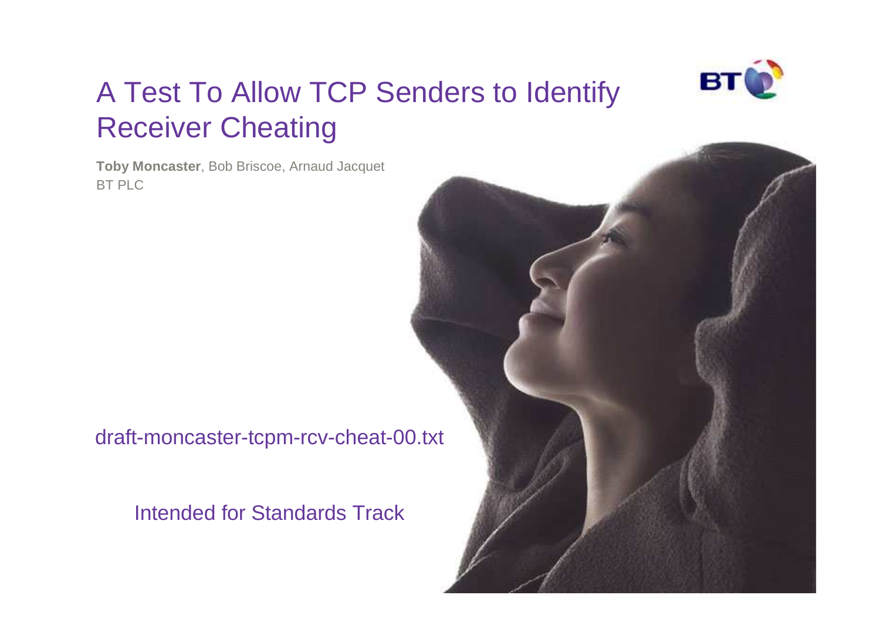# A Test To Allow TCP Senders to Identify Receiver Cheating

**Toby Moncaster**, Bob Briscoe, Arnaud Jacquet
BT PLC

draft-moncaster-tcpm-rcv-cheat-00.txt

Intended for Standards Track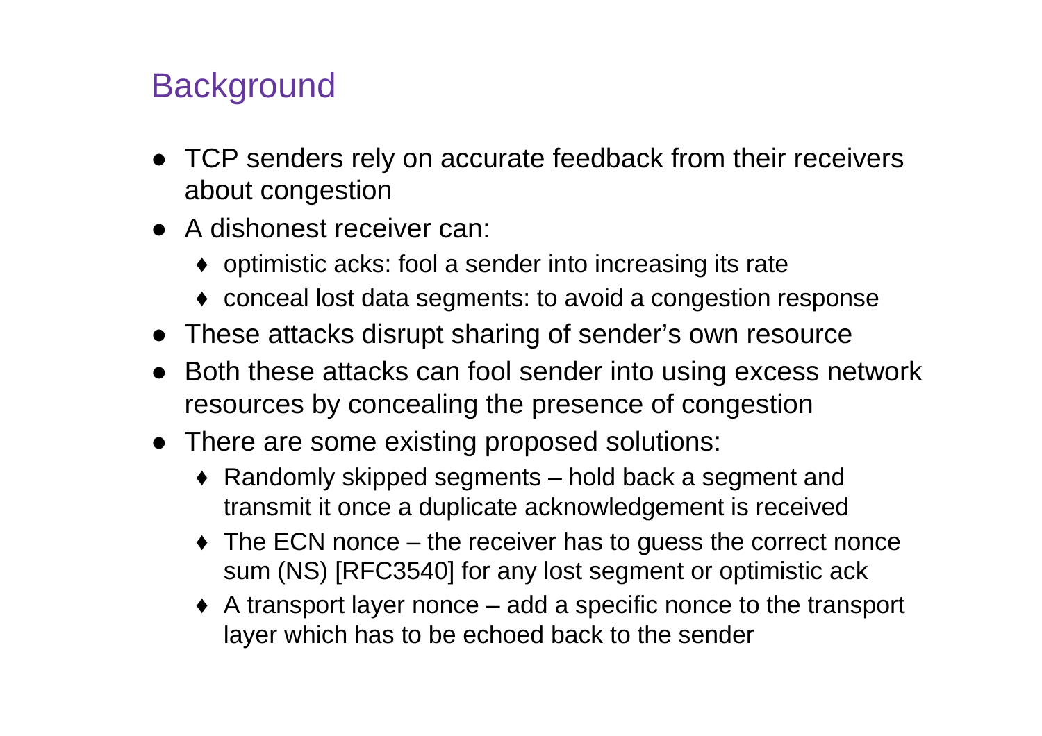## Background

- TCP senders rely on accurate feedback from their receivers about congestion
- A dishonest receiver can:
  - optimistic acks: fool a sender into increasing its rate
  - conceal lost data segments: to avoid a congestion response
- These attacks disrupt sharing of sender's own resource
- Both these attacks can fool sender into using excess network resources by concealing the presence of congestion
- There are some existing proposed solutions:
  - Randomly skipped segments – hold back a segment and transmit it once a duplicate acknowledgement is received
  - The ECN nonce – the receiver has to guess the correct nonce sum (NS) [RFC3540] for any lost segment or optimistic ack
  - A transport layer nonce – add a specific nonce to the transport layer which has to be echoed back to the sender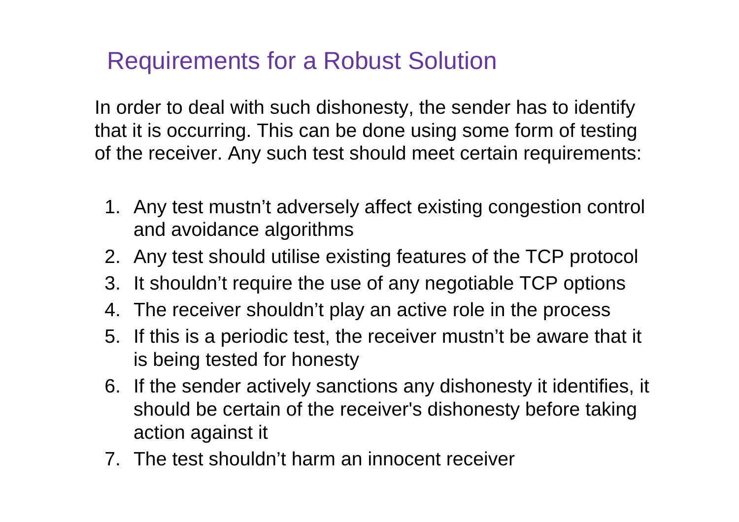# Requirements for a Robust Solution

In order to deal with such dishonesty, the sender has to identify that it is occurring. This can be done using some form of testing of the receiver. Any such test should meet certain requirements:

1. Any test mustn't adversely affect existing congestion control and avoidance algorithms
2. Any test should utilise existing features of the TCP protocol
3. It shouldn't require the use of any negotiable TCP options
4. The receiver shouldn't play an active role in the process
5. If this is a periodic test, the receiver mustn't be aware that it is being tested for honesty
6. If the sender actively sanctions any dishonesty it identifies, it should be certain of the receiver's dishonesty before taking action against it
7. The test shouldn't harm an innocent receiver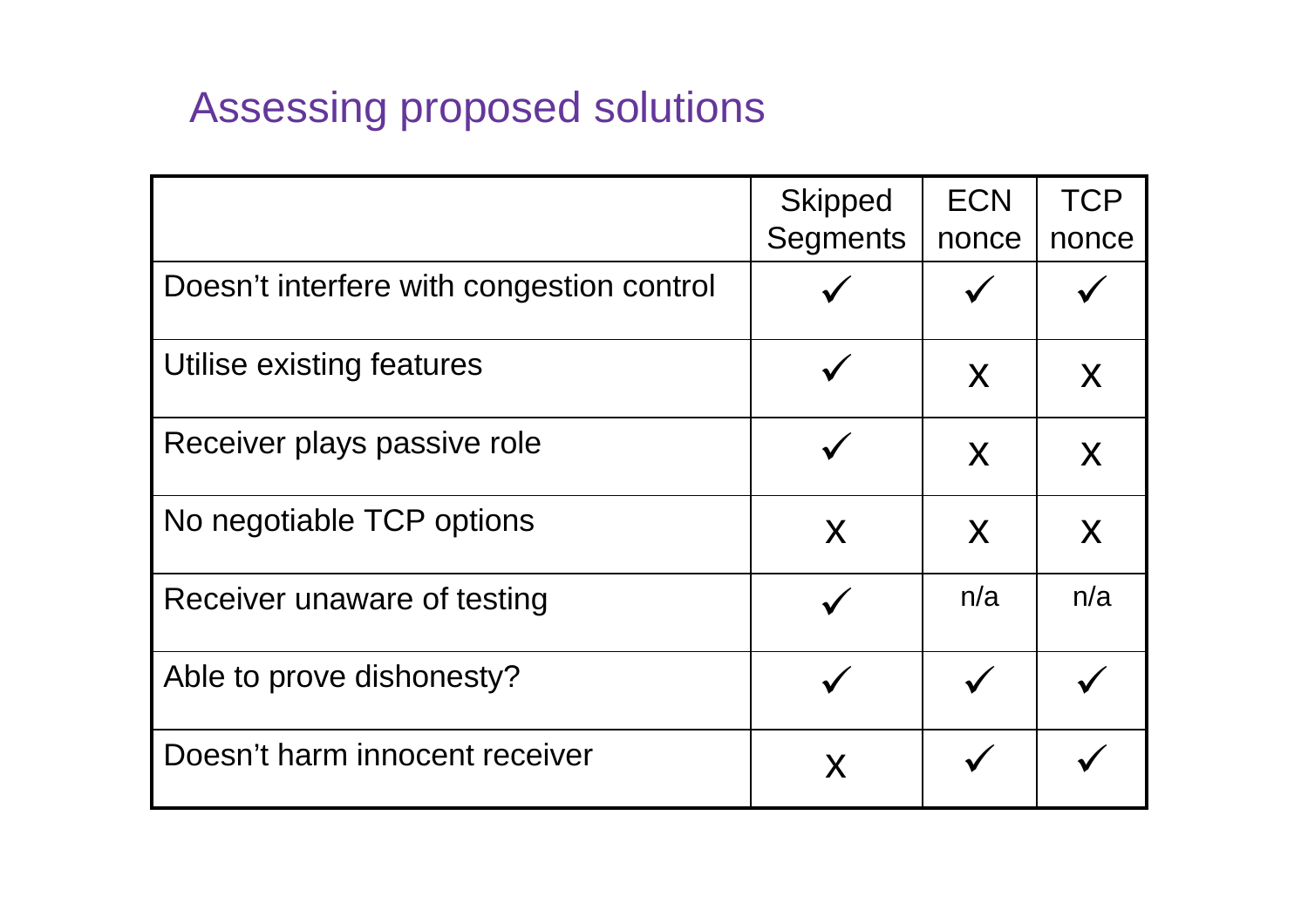# Assessing proposed solutions

| | Skipped Segments | ECN nonce | TCP nonce |
|---|---|---|---|
| Doesn't interfere with congestion control | ✓ | ✓ | ✓ |
| Utilise existing features | ✓ | X | X |
| Receiver plays passive role | ✓ | X | X |
| No negotiable TCP options | X | X | X |
| Receiver unaware of testing | ✓ | n/a | n/a |
| Able to prove dishonesty? | ✓ | ✓ | ✓ |
| Doesn't harm innocent receiver | X | ✓ | ✓ |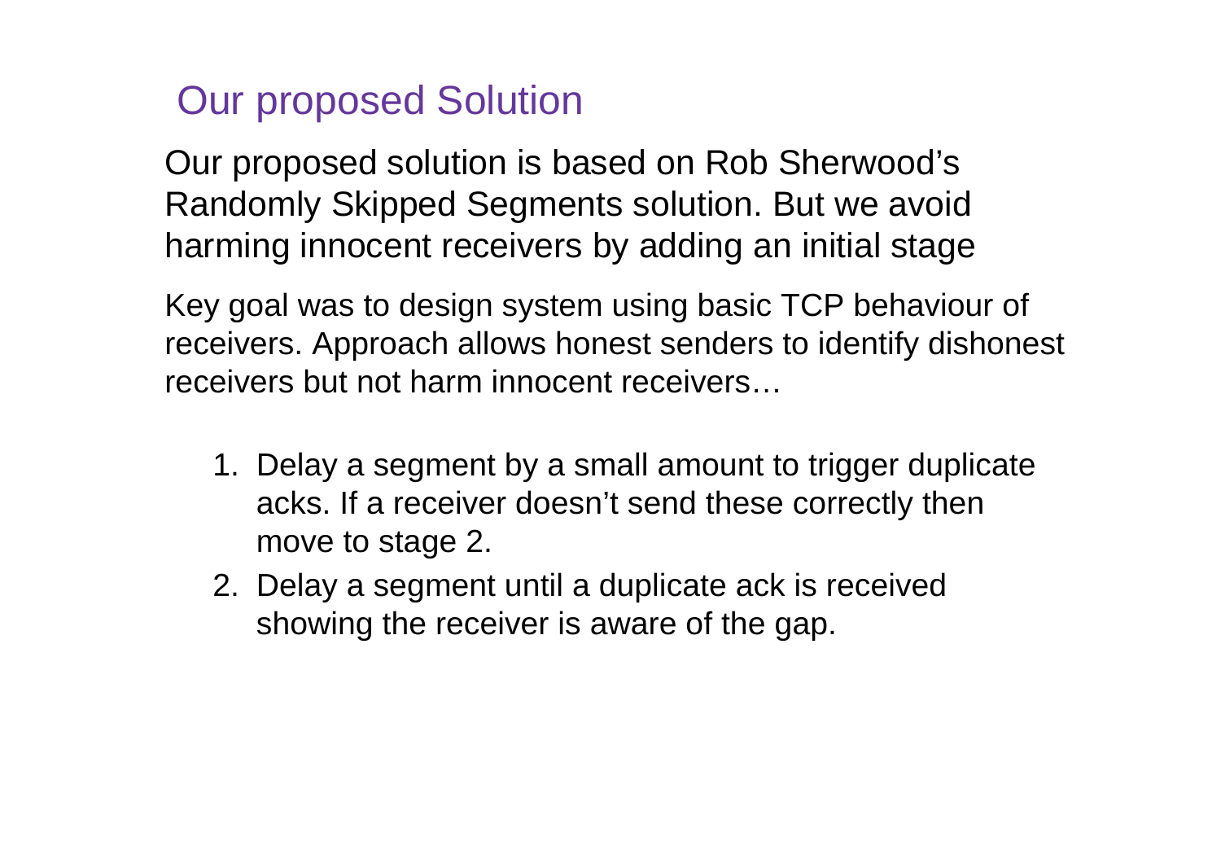# Our proposed Solution

Our proposed solution is based on Rob Sherwood's Randomly Skipped Segments solution. But we avoid harming innocent receivers by adding an initial stage

Key goal was to design system using basic TCP behaviour of receivers. Approach allows honest senders to identify dishonest receivers but not harm innocent receivers…

1. Delay a segment by a small amount to trigger duplicate acks. If a receiver doesn't send these correctly then move to stage 2.
2. Delay a segment until a duplicate ack is received showing the receiver is aware of the gap.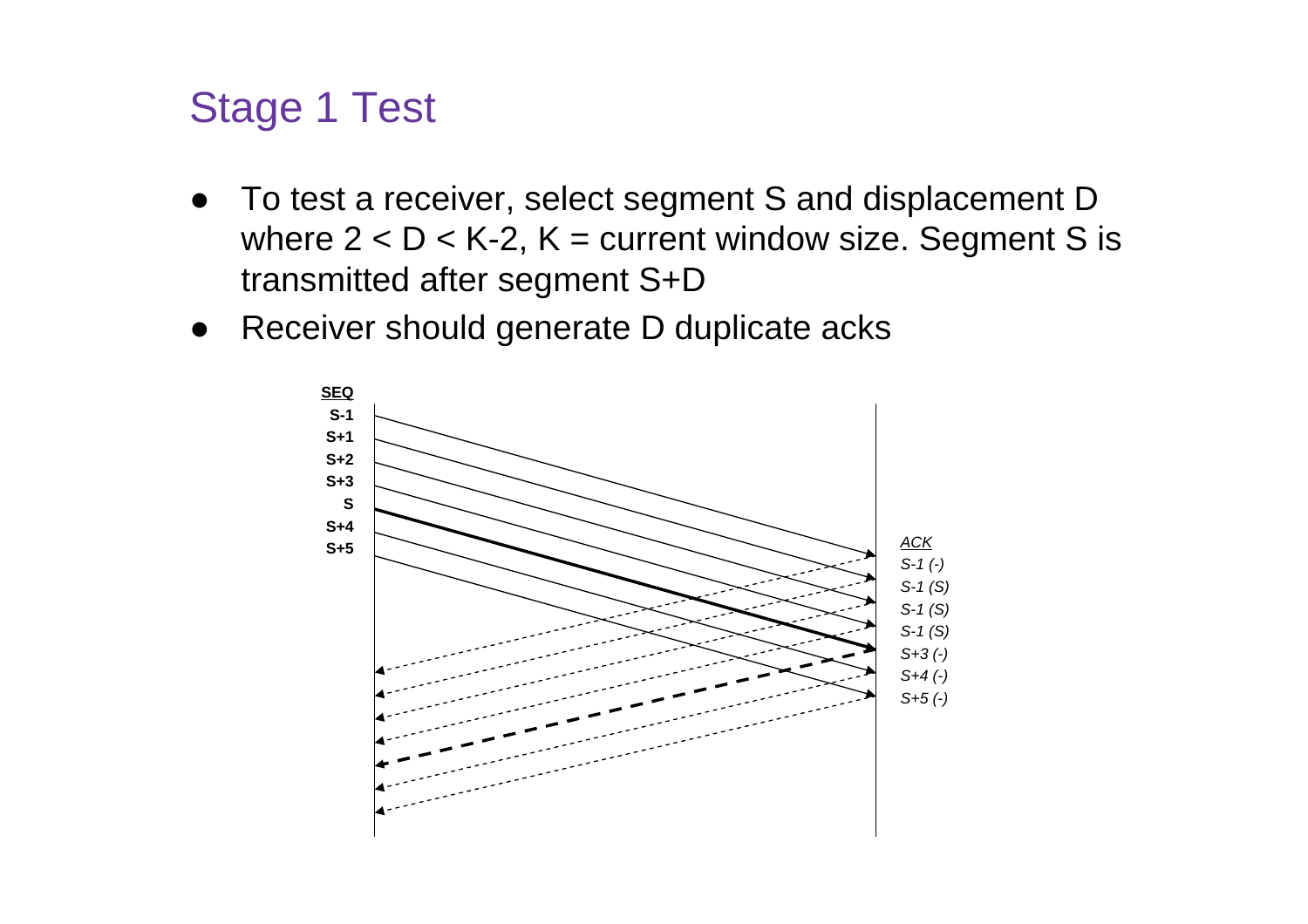# Stage 1 Test

- To test a receiver, select segment S and displacement D where $2 < D < K-2$, K = current window size. Segment S is transmitted after segment S+D
- Receiver should generate D duplicate acks

| SEQ | ACK |
|---|---|
| S-1 | S-1 (-) |
| S+1 | S-1 (S) |
| S+2 | S-1 (S) |
| S+3 | S-1 (S) |
| S | S+3 (-) |
| S+4 | S+4 (-) |
| S+5 | S+5 (-) |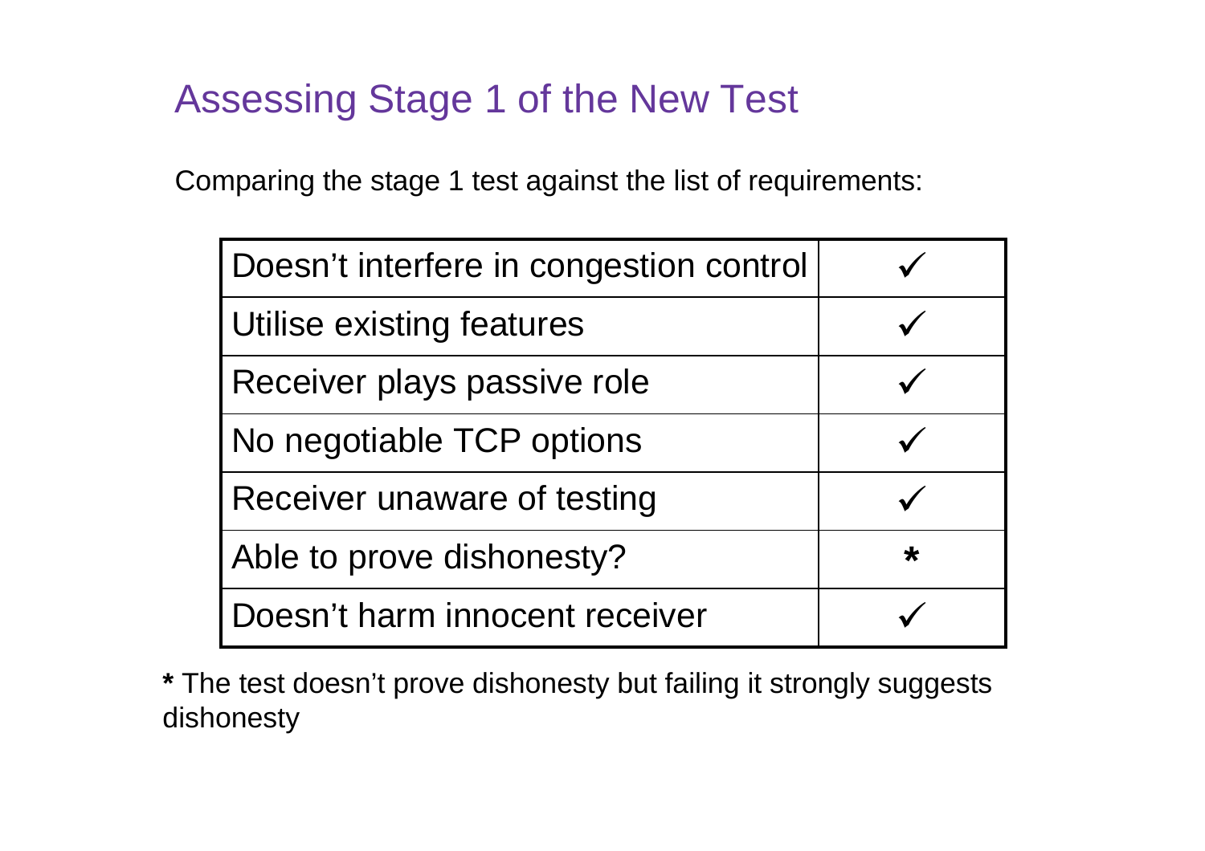# Assessing Stage 1 of the New Test

Comparing the stage 1 test against the list of requirements:

| Requirement | Met |
|---|---|
| Doesn't interfere in congestion control | ✓ |
| Utilise existing features | ✓ |
| Receiver plays passive role | ✓ |
| No negotiable TCP options | ✓ |
| Receiver unaware of testing | ✓ |
| Able to prove dishonesty? | * |
| Doesn't harm innocent receiver | ✓ |

**\*** The test doesn't prove dishonesty but failing it strongly suggests dishonesty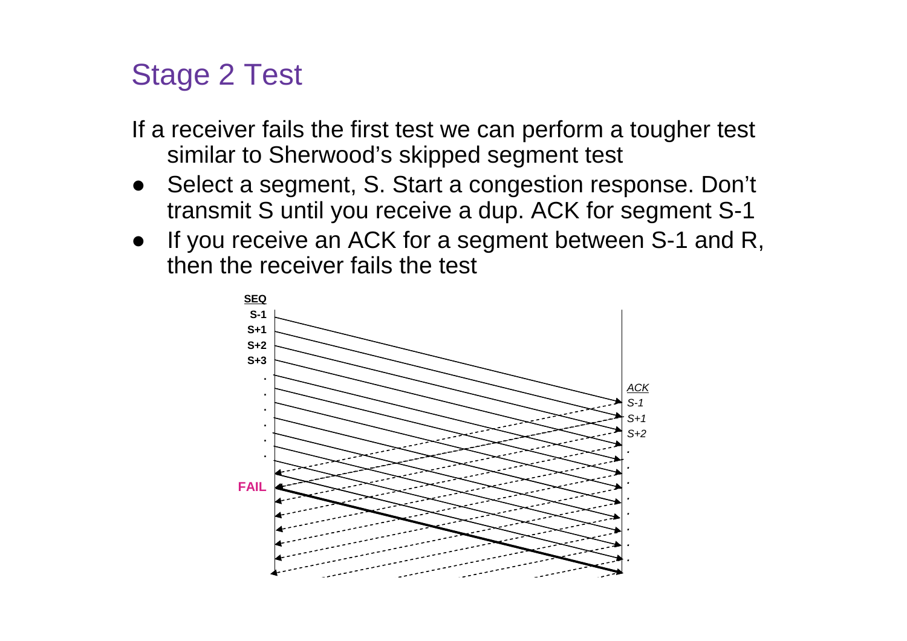# Stage 2 Test

If a receiver fails the first test we can perform a tougher test similar to Sherwood's skipped segment test

- Select a segment, S. Start a congestion response. Don't transmit S until you receive a dup. ACK for segment S-1
- If you receive an ACK for a segment between S-1 and R, then the receiver fails the test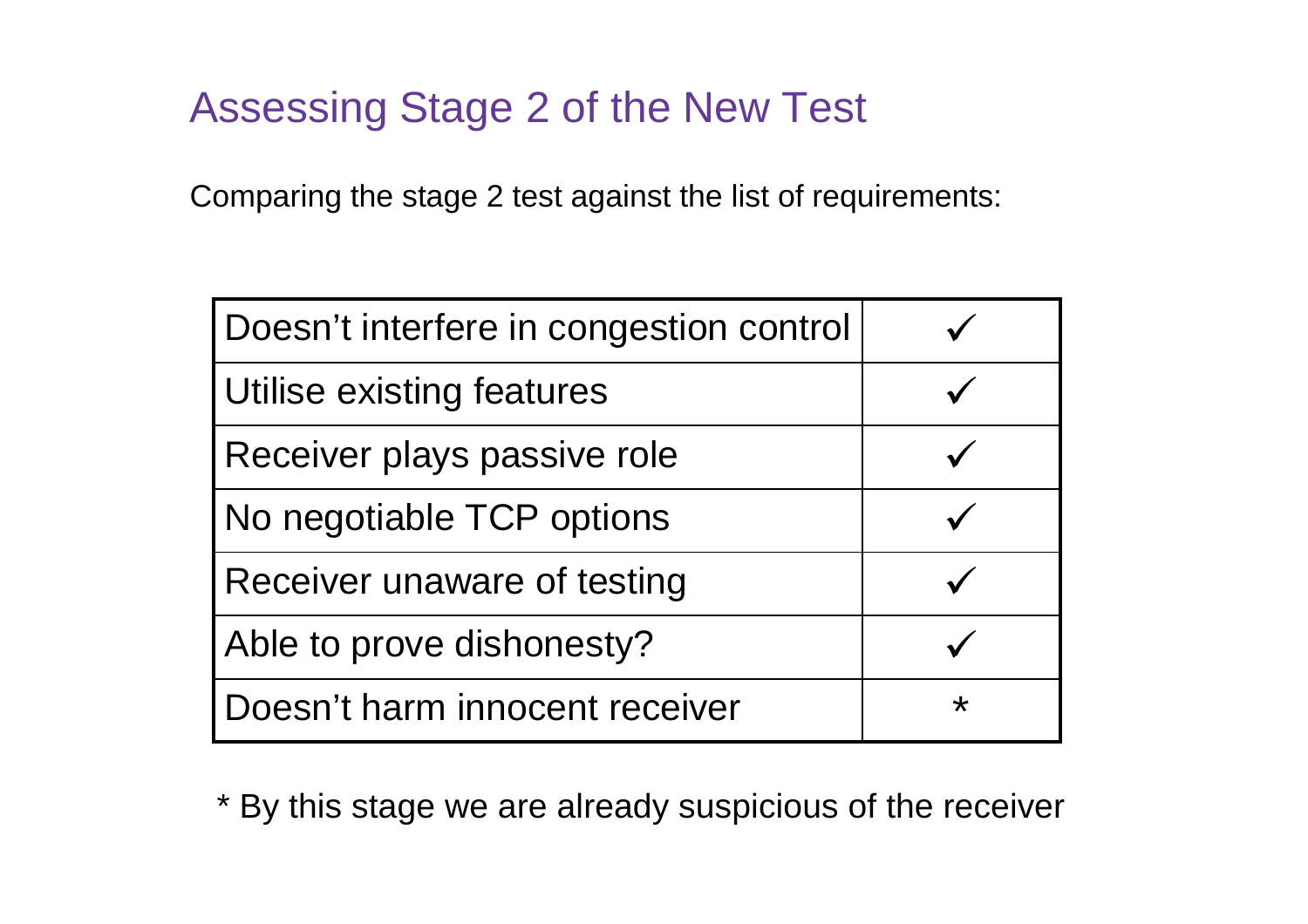# Assessing Stage 2 of the New Test

Comparing the stage 2 test against the list of requirements:

| Requirement | |
|---|---|
| Doesn't interfere in congestion control | ✓ |
| Utilise existing features | ✓ |
| Receiver plays passive role | ✓ |
| No negotiable TCP options | ✓ |
| Receiver unaware of testing | ✓ |
| Able to prove dishonesty? | ✓ |
| Doesn't harm innocent receiver | * |

* By this stage we are already suspicious of the receiver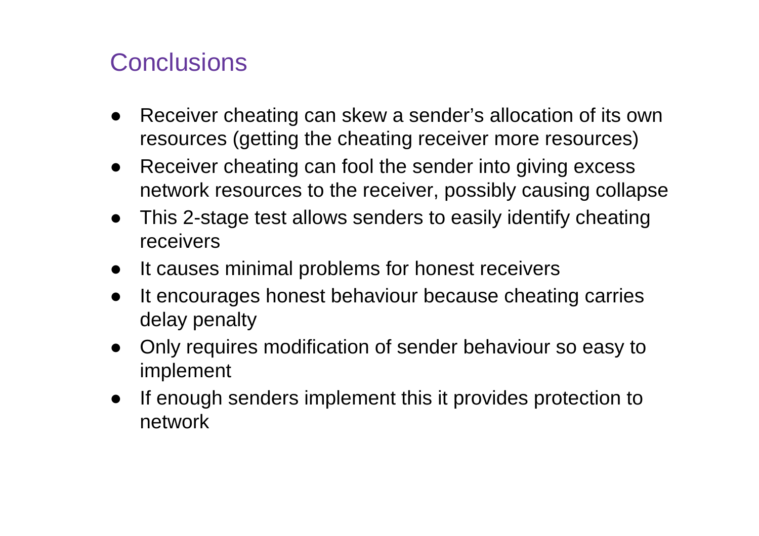# Conclusions

- Receiver cheating can skew a sender's allocation of its own resources (getting the cheating receiver more resources)
- Receiver cheating can fool the sender into giving excess network resources to the receiver, possibly causing collapse
- This 2-stage test allows senders to easily identify cheating receivers
- It causes minimal problems for honest receivers
- It encourages honest behaviour because cheating carries delay penalty
- Only requires modification of sender behaviour so easy to implement
- If enough senders implement this it provides protection to network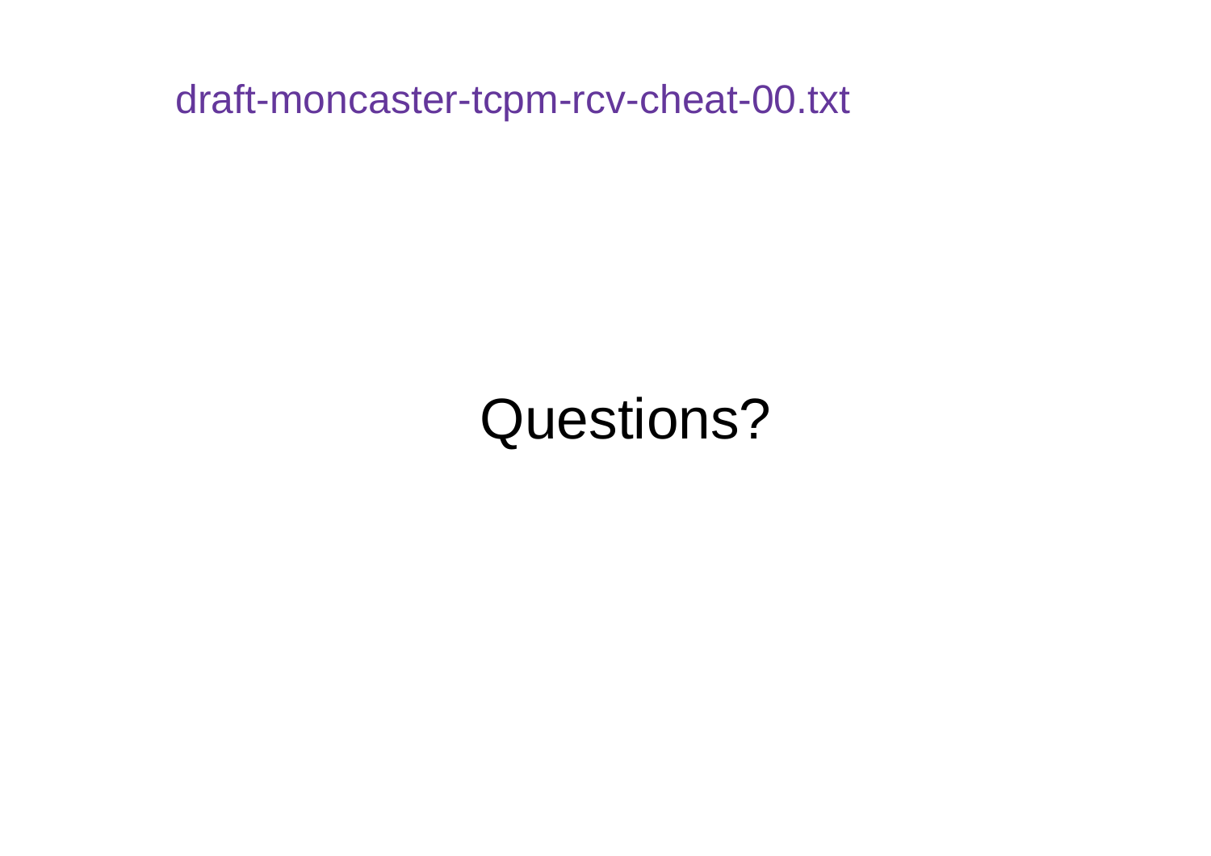# Questions?